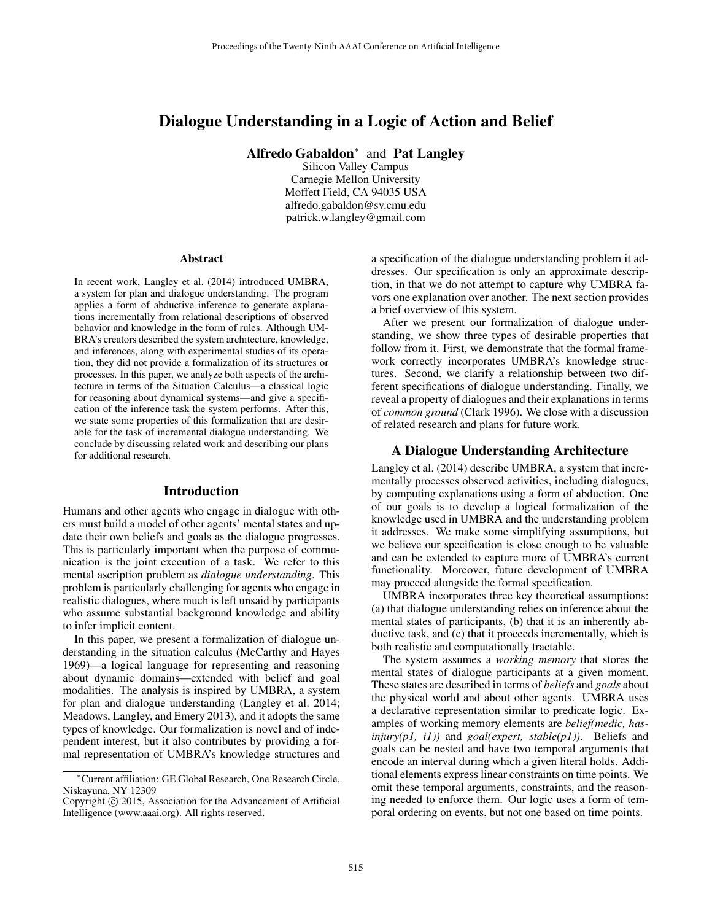# Dialogue Understanding in a Logic of Action and Belief

**Alfredo Gabaldon**[*] and **Pat Langley**

Silicon Valley Campus
Carnegie Mellon University
Moffett Field, CA 94035 USA
alfredo.gabaldon@sv.cmu.edu
patrick.w.langley@gmail.com

### Abstract

In recent work, Langley et al. (2014) introduced UMBRA, a system for plan and dialogue understanding. The program applies a form of abductive inference to generate explanations incrementally from relational descriptions of observed behavior and knowledge in the form of rules. Although UMBRA's creators described the system architecture, knowledge, and inferences, along with experimental studies of its operation, they did not provide a formalization of its structures or processes. In this paper, we analyze both aspects of the architecture in terms of the Situation Calculus—a classical logic for reasoning about dynamical systems—and give a specification of the inference task the system performs. After this, we state some properties of this formalization that are desirable for the task of incremental dialogue understanding. We conclude by discussing related work and describing our plans for additional research.

## Introduction

Humans and other agents who engage in dialogue with others must build a model of other agents' mental states and update their own beliefs and goals as the dialogue progresses. This is particularly important when the purpose of communication is the joint execution of a task. We refer to this mental ascription problem as *dialogue understanding*. This problem is particularly challenging for agents who engage in realistic dialogues, where much is left unsaid by participants who assume substantial background knowledge and ability to infer implicit content.

In this paper, we present a formalization of dialogue understanding in the situation calculus (McCarthy and Hayes 1969)—a logical language for representing and reasoning about dynamic domains—extended with belief and goal modalities. The analysis is inspired by UMBRA, a system for plan and dialogue understanding (Langley et al. 2014; Meadows, Langley, and Emery 2013), and it adopts the same types of knowledge. Our formalization is novel and of independent interest, but it also contributes by providing a formal representation of UMBRA's knowledge structures and a specification of the dialogue understanding problem it addresses. Our specification is only an approximate description, in that we do not attempt to capture why UMBRA favors one explanation over another. The next section provides a brief overview of this system.

After we present our formalization of dialogue understanding, we show three types of desirable properties that follow from it. First, we demonstrate that the formal framework correctly incorporates UMBRA's knowledge structures. Second, we clarify a relationship between two different specifications of dialogue understanding. Finally, we reveal a property of dialogues and their explanations in terms of *common ground* (Clark 1996). We close with a discussion of related research and plans for future work.

## A Dialogue Understanding Architecture

Langley et al. (2014) describe UMBRA, a system that incrementally processes observed activities, including dialogues, by computing explanations using a form of abduction. One of our goals is to develop a logical formalization of the knowledge used in UMBRA and the understanding problem it addresses. We make some simplifying assumptions, but we believe our specification is close enough to be valuable and can be extended to capture more of UMBRA's current functionality. Moreover, future development of UMBRA may proceed alongside the formal specification.

UMBRA incorporates three key theoretical assumptions: (a) that dialogue understanding relies on inference about the mental states of participants, (b) that it is an inherently abductive task, and (c) that it proceeds incrementally, which is both realistic and computationally tractable.

The system assumes a *working memory* that stores the mental states of dialogue participants at a given moment. These states are described in terms of *beliefs* and *goals* about the physical world and about other agents. UMBRA uses a declarative representation similar to predicate logic. Examples of working memory elements are *belief(medic, has-injury(p1, i1))* and *goal(expert, stable(p1))*. Beliefs and goals can be nested and have two temporal arguments that encode an interval during which a given literal holds. Additional elements express linear constraints on time points. We omit these temporal arguments, constraints, and the reasoning needed to enforce them. Our logic uses a form of temporal ordering on events, but not one based on time points.

[*] Current affiliation: GE Global Research, One Research Circle, Niskayuna, NY 12309

Copyright © 2015, Association for the Advancement of Artificial Intelligence (www.aaai.org). All rights reserved.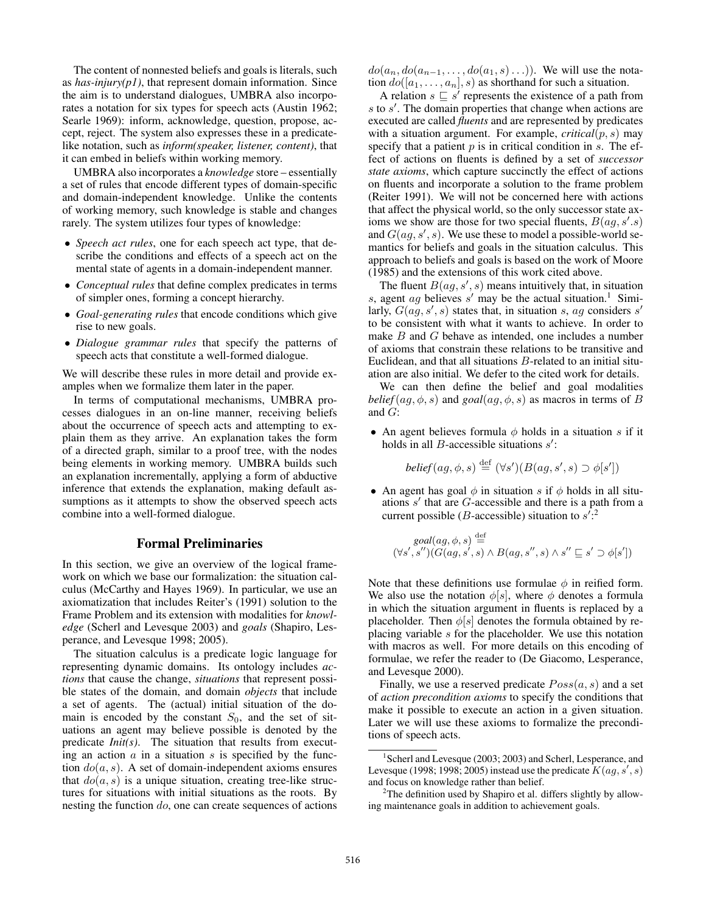The content of nonnested beliefs and goals is literals, such as *has-injury(p1)*, that represent domain information. Since the aim is to understand dialogues, UMBRA also incorporates a notation for six types for speech acts (Austin 1962; Searle 1969): inform, acknowledge, question, propose, accept, reject. The system also expresses these in a predicate-like notation, such as *inform(speaker, listener, content)*, that it can embed in beliefs within working memory.

UMBRA also incorporates a *knowledge* store – essentially a set of rules that encode different types of domain-specific and domain-independent knowledge. Unlike the contents of working memory, such knowledge is stable and changes rarely. The system utilizes four types of knowledge:

- *Speech act rules*, one for each speech act type, that describe the conditions and effects of a speech act on the mental state of agents in a domain-independent manner.
- *Conceptual rules* that define complex predicates in terms of simpler ones, forming a concept hierarchy.
- *Goal-generating rules* that encode conditions which give rise to new goals.
- *Dialogue grammar rules* that specify the patterns of speech acts that constitute a well-formed dialogue.

We will describe these rules in more detail and provide examples when we formalize them later in the paper.

In terms of computational mechanisms, UMBRA processes dialogues in an on-line manner, receiving beliefs about the occurrence of speech acts and attempting to explain them as they arrive. An explanation takes the form of a directed graph, similar to a proof tree, with the nodes being elements in working memory. UMBRA builds such an explanation incrementally, applying a form of abductive inference that extends the explanation, making default assumptions as it attempts to show the observed speech acts combine into a well-formed dialogue.

## Formal Preliminaries

In this section, we give an overview of the logical framework on which we base our formalization: the situation calculus (McCarthy and Hayes 1969). In particular, we use an axiomatization that includes Reiter's (1991) solution to the Frame Problem and its extension with modalities for *knowledge* (Scherl and Levesque 2003) and *goals* (Shapiro, Lesperance, and Levesque 1998; 2005).

The situation calculus is a predicate logic language for representing dynamic domains. Its ontology includes *actions* that cause the change, *situations* that represent possible states of the domain, and domain *objects* that include a set of agents. The (actual) initial situation of the domain is encoded by the constant $S_0$, and the set of situations an agent may believe possible is denoted by the predicate *Init(s)*. The situation that results from executing an action $a$ in a situation $s$ is specified by the function $do(a, s)$. A set of domain-independent axioms ensures that $do(a, s)$ is a unique situation, creating tree-like structures for situations with initial situations as the roots. By nesting the function $do$, one can create sequences of actions $do(a_n, do(a_{n-1}, \ldots, do(a_1, s)\ldots))$. We will use the notation $do([a_1, \ldots, a_n], s)$ as shorthand for such a situation.

A relation $s \sqsubseteq s'$ represents the existence of a path from $s$ to $s'$. The domain properties that change when actions are executed are called *fluents* and are represented by predicates with a situation argument. For example, *critical*$(p, s)$ may specify that a patient $p$ is in critical condition in $s$. The effect of actions on fluents is defined by a set of *successor state axioms*, which capture succinctly the effect of actions on fluents and incorporate a solution to the frame problem (Reiter 1991). We will not be concerned here with actions that affect the physical world, so the only successor state axioms we show are those for two special fluents, $B(ag, s'.s)$ and $G(ag, s', s)$. We use these to model a possible-world semantics for beliefs and goals in the situation calculus. This approach to beliefs and goals is based on the work of Moore (1985) and the extensions of this work cited above.

The fluent $B(ag, s', s)$ means intuitively that, in situation $s$, agent $ag$ believes $s'$ may be the actual situation.[1] Similarly, $G(ag, s', s)$ states that, in situation $s$, $ag$ considers $s'$ to be consistent with what it wants to achieve. In order to make $B$ and $G$ behave as intended, one includes a number of axioms that constrain these relations to be transitive and Euclidean, and that all situations $B$-related to an initial situation are also initial. We defer to the cited work for details.

We can then define the belief and goal modalities *belief*$(ag, \phi, s)$ and *goal*$(ag, \phi, s)$ as macros in terms of $B$ and $G$:

- An agent believes formula $\phi$ holds in a situation $s$ if it holds in all $B$-accessible situations $s'$:

$$belief(ag, \phi, s) \stackrel{\text{def}}{=} (\forall s')(B(ag, s', s) \supset \phi[s'])$$

- An agent has goal $\phi$ in situation $s$ if $\phi$ holds in all situations $s'$ that are $G$-accessible and there is a path from a current possible ($B$-accessible) situation to $s'$:[2]

$$goal(ag, \phi, s) \stackrel{\text{def}}{=} (\forall s', s'')(G(ag, s', s) \wedge B(ag, s'', s) \wedge s'' \sqsubseteq s' \supset \phi[s'])$$

Note that these definitions use formulae $\phi$ in reified form. We also use the notation $\phi[s]$, where $\phi$ denotes a formula in which the situation argument in fluents is replaced by a placeholder. Then $\phi[s]$ denotes the formula obtained by replacing variable $s$ for the placeholder. We use this notation with macros as well. For more details on this encoding of formulae, we refer the reader to (De Giacomo, Lesperance, and Levesque 2000).

Finally, we use a reserved predicate $Poss(a, s)$ and a set of *action precondition axioms* to specify the conditions that make it possible to execute an action in a given situation. Later we will use these axioms to formalize the preconditions of speech acts.

[1] Scherl and Levesque (2003; 2003) and Scherl, Lesperance, and Levesque (1998; 1998; 2005) instead use the predicate $K(ag, s', s)$ and focus on knowledge rather than belief.

[2] The definition used by Shapiro et al. differs slightly by allowing maintenance goals in addition to achievement goals.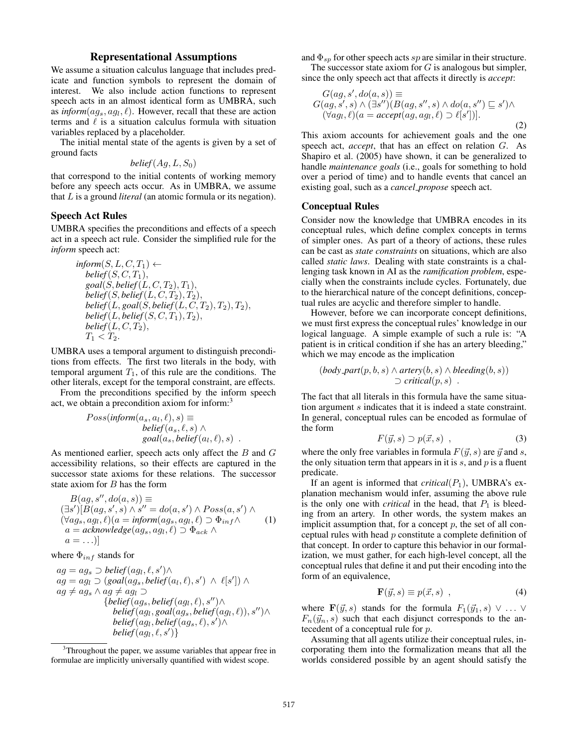## Representational Assumptions

We assume a situation calculus language that includes predicate and function symbols to represent the domain of interest. We also include action functions to represent speech acts in an almost identical form as UMBRA, such as $\textit{inform}(ag_s, ag_l, \ell)$. However, recall that these are action terms and $\ell$ is a situation calculus formula with situation variables replaced by a placeholder.

The initial mental state of the agents is given by a set of ground facts

$$\textit{belief}(Ag, L, S_0)$$

that correspond to the initial contents of working memory before any speech acts occur. As in UMBRA, we assume that $L$ is a ground *literal* (an atomic formula or its negation).

### Speech Act Rules

UMBRA specifies the preconditions and effects of a speech act in a speech act rule. Consider the simplified rule for the *inform* speech act:

$$\begin{aligned}
&\textit{inform}(S, L, C, T_1) \leftarrow \\
&\quad \textit{belief}(S, C, T_1), \\
&\quad \textit{goal}(S, \textit{belief}(L, C, T_2), T_1), \\
&\quad \textit{belief}(S, \textit{belief}(L, C, T_2), T_2), \\
&\quad \textit{belief}(L, \textit{goal}(S, \textit{belief}(L, C, T_2), T_2), T_2), \\
&\quad \textit{belief}(L, \textit{belief}(S, C, T_1), T_2), \\
&\quad \textit{belief}(L, C, T_2), \\
&\quad T_1 < T_2.
\end{aligned}$$

UMBRA uses a temporal argument to distinguish preconditions from effects. The first two literals in the body, with temporal argument $T_1$, of this rule are the conditions. The other literals, except for the temporal constraint, are effects.

From the preconditions specified by the inform speech act, we obtain a precondition axiom for inform:[3]

$$\begin{aligned}
Poss(\textit{inform}(a_s, a_l, \ell), s) \equiv \;& \textit{belief}(a_s, \ell, s) \wedge \\
& \textit{goal}(a_s, \textit{belief}(a_l, \ell), s) \ .
\end{aligned}$$

As mentioned earlier, speech acts only affect the $B$ and $G$ accessibility relations, so their effects are captured in the successor state axioms for these relations. The successor state axiom for $B$ has the form

$$\begin{aligned}
&B(ag, s'', do(a, s)) \equiv \\
&(\exists s')[B(ag, s', s) \wedge s'' = do(a, s') \wedge Poss(a, s') \wedge \\
&(\forall ag_s, ag_l, \ell)(a = \textit{inform}(ag_s, ag_l, \ell) \supset \Phi_{inf} \wedge \\
&\;\; a = \textit{acknowledge}(ag_s, ag_l) \supset \Phi_{ack} \wedge \\
&\;\; a = \ldots)]
\end{aligned} \tag{1}$$

where $\Phi_{inf}$ stands for

$$\begin{aligned}
&ag = ag_s \supset \textit{belief}(ag_l, \ell, s') \wedge \\
&ag = ag_l \supset (\textit{goal}(ag_s, \textit{belief}(a_l, \ell), s') \ \wedge\ \ell[s']) \wedge \\
&ag \neq ag_s \wedge ag \neq ag_l \supset \\
&\qquad \{\textit{belief}(ag_s, \textit{belief}(ag_l, \ell), s'') \wedge \\
&\qquad\;\; \textit{belief}(ag_l, \textit{goal}(ag_s, \textit{belief}(ag_l, \ell)), s'') \wedge \\
&\qquad\;\; \textit{belief}(ag_l, \textit{belief}(ag_s, \ell), s') \wedge \\
&\qquad\;\; \textit{belief}(ag_l, \ell, s')\}
\end{aligned}$$

[3] Throughout the paper, we assume variables that appear free in formulae are implicitly universally quantified with widest scope.

and $\Phi_{sp}$ for other speech acts $sp$ are similar in their structure.

The successor state axiom for $G$ is analogous but simpler, since the only speech act that affects it directly is *accept*:

$$\begin{aligned}
&G(ag, s', do(a, s)) \equiv \\
&G(ag, s', s) \wedge (\exists s'')(B(ag, s'', s) \wedge do(a, s'') \sqsubseteq s') \wedge \\
&\quad (\forall ag_l, \ell)(a = \textit{accept}(ag, ag_l, \ell) \supset \ell[s'])].
\end{aligned} \tag{2}$$

This axiom accounts for achievement goals and the one speech act, *accept*, that has an effect on relation $G$. As Shapiro et al. (2005) have shown, it can be generalized to handle *maintenance goals* (i.e., goals for something to hold over a period of time) and to handle events that cancel an existing goal, such as a *cancel_propose* speech act.

### Conceptual Rules

Consider now the knowledge that UMBRA encodes in its conceptual rules, which define complex concepts in terms of simpler ones. As part of a theory of actions, these rules can be cast as *state constraints* on situations, which are also called *static laws*. Dealing with state constraints is a challenging task known in AI as the *ramification problem*, especially when the constraints include cycles. Fortunately, due to the hierarchical nature of the concept definitions, conceptual rules are acyclic and therefore simpler to handle.

However, before we can incorporate concept definitions, we must first express the conceptual rules' knowledge in our logical language. A simple example of such a rule is: "A patient is in critical condition if she has an artery bleeding," which we may encode as the implication

$$\begin{aligned}
(\textit{body\_part}(p, b, s) \wedge \textit{artery}(b, s) \wedge \textit{bleeding}(b, s)) \\
\supset \textit{critical}(p, s) \ .
\end{aligned}$$

The fact that all literals in this formula have the same situation argument $s$ indicates that it is indeed a state constraint. In general, conceptual rules can be encoded as formulae of the form

$$F(\vec{y}, s) \supset p(\vec{x}, s) \ , \tag{3}$$

where the only free variables in formula $F(\vec{y}, s)$ are $\vec{y}$ and $s$, the only situation term that appears in it is $s$, and $p$ is a fluent predicate.

If an agent is informed that $\textit{critical}(P_1)$, UMBRA's explanation mechanism would infer, assuming the above rule is the only one with *critical* in the head, that $P_1$ is bleeding from an artery. In other words, the system makes an implicit assumption that, for a concept $p$, the set of all conceptual rules with head $p$ constitute a complete definition of that concept. In order to capture this behavior in our formalization, we must gather, for each high-level concept, all the conceptual rules that define it and put their encoding into the form of an equivalence,

$$\mathbf{F}(\vec{y}, s) \equiv p(\vec{x}, s) \ , \tag{4}$$

where $\mathbf{F}(\vec{y}, s)$ stands for the formula $F_1(\vec{y}_1, s) \vee \ldots \vee F_n(\vec{y}_n, s)$ such that each disjunct corresponds to the antecedent of a conceptual rule for $p$.

Assuming that all agents utilize their conceptual rules, incorporating them into the formalization means that all the worlds considered possible by an agent should satisfy the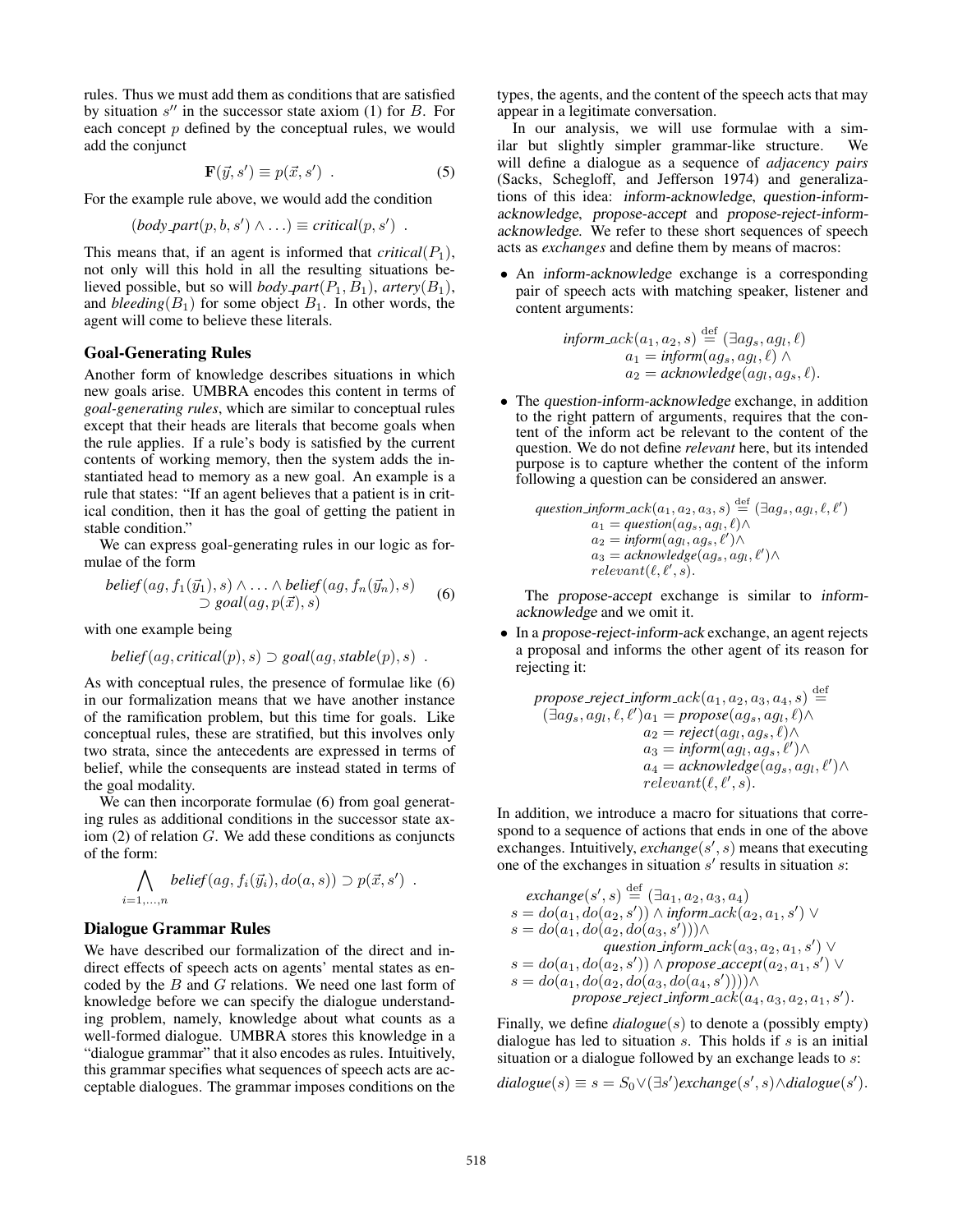rules. Thus we must add them as conditions that are satisfied by situation $s''$ in the successor state axiom (1) for $B$. For each concept $p$ defined by the conceptual rules, we would add the conjunct

$$\mathbf{F}(\vec{y}, s') \equiv p(\vec{x}, s') \ . \tag{5}$$

For the example rule above, we would add the condition

$$(\mathit{body\_part}(p, b, s') \wedge \ldots) \equiv \mathit{critical}(p, s') \ .$$

This means that, if an agent is informed that $\mathit{critical}(P_1)$, not only will this hold in all the resulting situations believed possible, but so will $\mathit{body\_part}(P_1, B_1)$, $\mathit{artery}(B_1)$, and $\mathit{bleeding}(B_1)$ for some object $B_1$. In other words, the agent will come to believe these literals.

## Goal-Generating Rules

Another form of knowledge describes situations in which new goals arise. UMBRA encodes this content in terms of *goal-generating rules*, which are similar to conceptual rules except that their heads are literals that become goals when the rule applies. If a rule's body is satisfied by the current contents of working memory, then the system adds the instantiated head to memory as a new goal. An example is a rule that states: "If an agent believes that a patient is in critical condition, then it has the goal of getting the patient in stable condition."

We can express goal-generating rules in our logic as formulae of the form

$$\begin{aligned} \mathit{belief}(ag, f_1(\vec{y}_1), s) \wedge \ldots \wedge \mathit{belief}(ag, f_n(\vec{y}_n), s) \\ \supset \mathit{goal}(ag, p(\vec{x}), s) \end{aligned} \tag{6}$$

with one example being

$$\mathit{belief}(ag, \mathit{critical}(p), s) \supset \mathit{goal}(ag, \mathit{stable}(p), s) \ .$$

As with conceptual rules, the presence of formulae like (6) in our formalization means that we have another instance of the ramification problem, but this time for goals. Like conceptual rules, these are stratified, but this involves only two strata, since the antecedents are expressed in terms of belief, while the consequents are instead stated in terms of the goal modality.

We can then incorporate formulae (6) from goal generating rules as additional conditions in the successor state axiom (2) of relation $G$. We add these conditions as conjuncts of the form:

$$\bigwedge_{i=1,\ldots,n} \mathit{belief}(ag, f_i(\vec{y}_i), do(a, s)) \supset p(\vec{x}, s') \ .$$

## Dialogue Grammar Rules

We have described our formalization of the direct and indirect effects of speech acts on agents' mental states as encoded by the $B$ and $G$ relations. We need one last form of knowledge before we can specify the dialogue understanding problem, namely, knowledge about what counts as a well-formed dialogue. UMBRA stores this knowledge in a "dialogue grammar" that it also encodes as rules. Intuitively, this grammar specifies what sequences of speech acts are acceptable dialogues. The grammar imposes conditions on the types, the agents, and the content of the speech acts that may appear in a legitimate conversation.

In our analysis, we will use formulae with a similar but slightly simpler grammar-like structure. We will define a dialogue as a sequence of *adjacency pairs* (Sacks, Schegloff, and Jefferson 1974) and generalizations of this idea: inform-acknowledge, question-inform-acknowledge, propose-accept and propose-reject-inform-acknowledge. We refer to these short sequences of speech acts as *exchanges* and define them by means of macros:

- An inform-acknowledge exchange is a corresponding pair of speech acts with matching speaker, listener and content arguments:

$$\begin{aligned} \mathit{inform\_ack}(a_1, a_2, s) \stackrel{\text{def}}{=} (\exists ag_s, ag_l, \ell) \\ a_1 = \mathit{inform}(ag_s, ag_l, \ell) \wedge \\ a_2 = \mathit{acknowledge}(ag_l, ag_s, \ell). \end{aligned}$$

- The question-inform-acknowledge exchange, in addition to the right pattern of arguments, requires that the content of the inform act be relevant to the content of the question. We do not define *relevant* here, but its intended purpose is to capture whether the content of the inform following a question can be considered an answer.

$$\begin{aligned} \mathit{question\_inform\_ack}(a_1, a_2, a_3, s) \stackrel{\text{def}}{=} (\exists ag_s, ag_l, \ell, \ell') \\ a_1 = \mathit{question}(ag_s, ag_l, \ell) \wedge \\ a_2 = \mathit{inform}(ag_l, ag_s, \ell') \wedge \\ a_3 = \mathit{acknowledge}(ag_s, ag_l, \ell') \wedge \\ relevant(\ell, \ell', s). \end{aligned}$$

  The propose-accept exchange is similar to inform-acknowledge and we omit it.

- In a propose-reject-inform-ack exchange, an agent rejects a proposal and informs the other agent of its reason for rejecting it:

$$\begin{aligned} \mathit{propose\_reject\_inform\_ack}(a_1, a_2, a_3, a_4, s) \stackrel{\text{def}}{=} \\ (\exists ag_s, ag_l, \ell, \ell') a_1 = \mathit{propose}(ag_s, ag_l, \ell) \wedge \\ a_2 = \mathit{reject}(ag_l, ag_s, \ell) \wedge \\ a_3 = \mathit{inform}(ag_l, ag_s, \ell') \wedge \\ a_4 = \mathit{acknowledge}(ag_s, ag_l, \ell') \wedge \\ relevant(\ell, \ell', s). \end{aligned}$$

In addition, we introduce a macro for situations that correspond to a sequence of actions that ends in one of the above exchanges. Intuitively, $\mathit{exchange}(s', s)$ means that executing one of the exchanges in situation $s'$ results in situation $s$:

$$\begin{aligned} &\mathit{exchange}(s', s) \stackrel{\text{def}}{=} (\exists a_1, a_2, a_3, a_4) \\ &s = do(a_1, do(a_2, s')) \wedge \mathit{inform\_ack}(a_2, a_1, s') \vee \\ &s = do(a_1, do(a_2, do(a_3, s'))) \wedge \\ &\qquad \mathit{question\_inform\_ack}(a_3, a_2, a_1, s') \vee \\ &s = do(a_1, do(a_2, s')) \wedge \mathit{propose\_accept}(a_2, a_1, s') \vee \\ &s = do(a_1, do(a_2, do(a_3, do(a_4, s')))) \wedge \\ &\qquad \mathit{propose\_reject\_inform\_ack}(a_4, a_3, a_2, a_1, s'). \end{aligned}$$

Finally, we define $\mathit{dialogue}(s)$ to denote a (possibly empty) dialogue has led to situation $s$. This holds if $s$ is an initial situation or a dialogue followed by an exchange leads to $s$:

$$\mathit{dialogue}(s) \equiv s = S_0 \vee (\exists s') \mathit{exchange}(s', s) \wedge \mathit{dialogue}(s').$$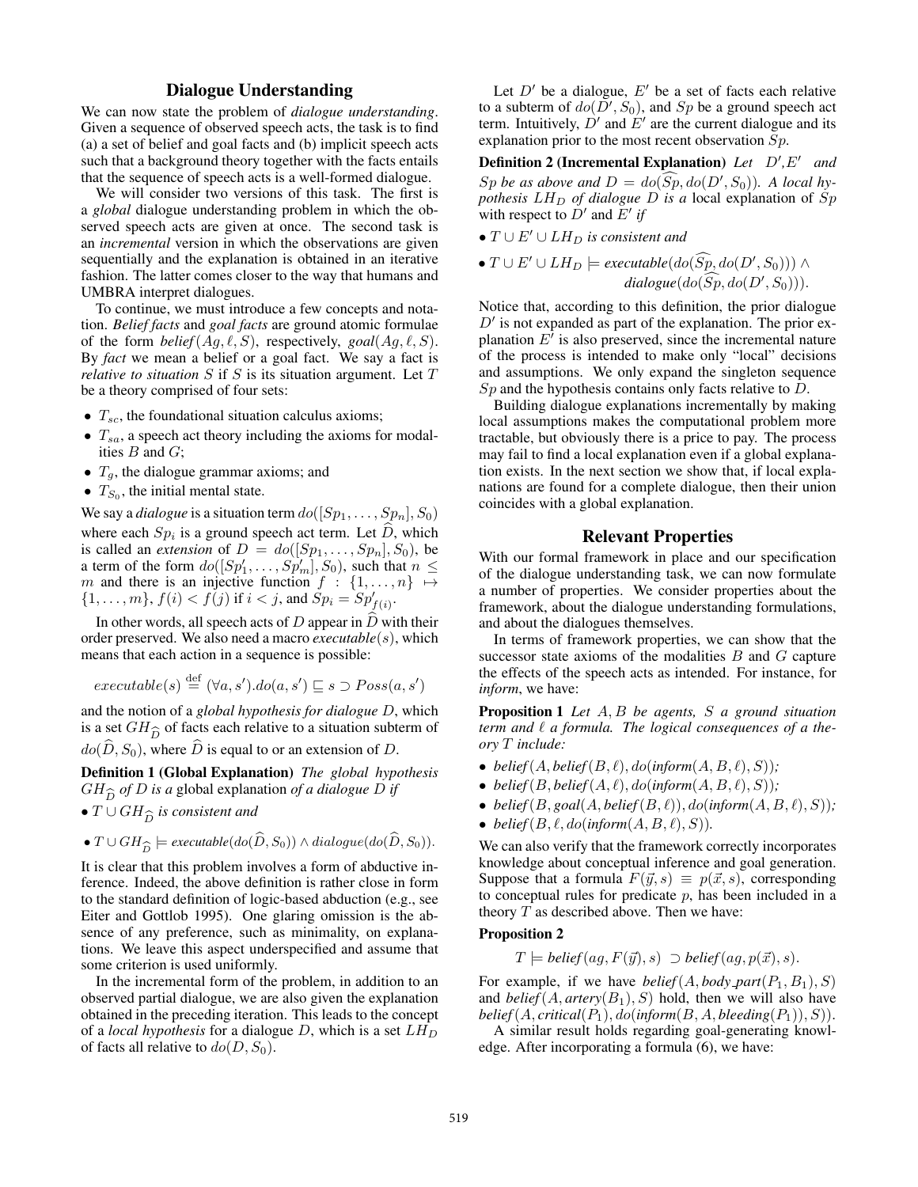## Dialogue Understanding

We can now state the problem of *dialogue understanding*. Given a sequence of observed speech acts, the task is to find (a) a set of belief and goal facts and (b) implicit speech acts such that a background theory together with the facts entails that the sequence of speech acts is a well-formed dialogue.

We will consider two versions of this task. The first is a *global* dialogue understanding problem in which the observed speech acts are given at once. The second task is an *incremental* version in which the observations are given sequentially and the explanation is obtained in an iterative fashion. The latter comes closer to the way that humans and UMBRA interpret dialogues.

To continue, we must introduce a few concepts and notation. *Belief facts* and *goal facts* are ground atomic formulae of the form $belief(Ag, \ell, S)$, respectively, $goal(Ag, \ell, S)$. By *fact* we mean a belief or a goal fact. We say a fact is *relative to situation* $S$ if $S$ is its situation argument. Let $T$ be a theory comprised of four sets:

- $T_{sc}$, the foundational situation calculus axioms;
- $T_{sa}$, a speech act theory including the axioms for modalities $B$ and $G$;
- $T_g$, the dialogue grammar axioms; and
- $T_{S_0}$, the initial mental state.

We say a *dialogue* is a situation term $do([Sp_1, \ldots, Sp_n], S_0)$ where each $Sp_i$ is a ground speech act term. Let $\widehat{D}$, which is called an *extension* of $D = do([Sp_1, \ldots, Sp_n], S_0)$, be a term of the form $do([Sp'_1, \ldots, Sp'_m], S_0)$, such that $n \leq m$ and there is an injective function $f : \{1, \ldots, n\} \mapsto \{1, \ldots, m\}$, $f(i) < f(j)$ if $i < j$, and $Sp_i = Sp'_{f(i)}$.

In other words, all speech acts of $D$ appear in $\widehat{D}$ with their order preserved. We also need a macro *executable*$(s)$, which means that each action in a sequence is possible:

$$executable(s) \stackrel{\text{def}}{=} (\forall a, s').do(a, s') \sqsubseteq s \supset Poss(a, s')$$

and the notion of a *global hypothesis for dialogue* $D$, which is a set $GH_{\widehat{D}}$ of facts each relative to a situation subterm of $do(\widehat{D}, S_0)$, where $\widehat{D}$ is equal to or an extension of $D$.

**Definition 1 (Global Explanation)** *The global hypothesis* $GH_{\widehat{D}}$ *of* $D$ *is a* global explanation *of a dialogue* $D$ *if*

- $T \cup GH_{\widehat{D}}$ *is consistent and*
- $T \cup GH_{\widehat{D}} \models executable(do(\widehat{D}, S_0)) \wedge dialogue(do(\widehat{D}, S_0))$.

It is clear that this problem involves a form of abductive inference. Indeed, the above definition is rather close in form to the standard definition of logic-based abduction (e.g., see Eiter and Gottlob 1995). One glaring omission is the absence of any preference, such as minimality, on explanations. We leave this aspect underspecified and assume that some criterion is used uniformly.

In the incremental form of the problem, in addition to an observed partial dialogue, we are also given the explanation obtained in the preceding iteration. This leads to the concept of a *local hypothesis* for a dialogue $D$, which is a set $LH_D$ of facts all relative to $do(D, S_0)$.

Let $D'$ be a dialogue, $E'$ be a set of facts each relative to a subterm of $do(D', S_0)$, and $Sp$ be a ground speech act term. Intuitively, $D'$ and $E'$ are the current dialogue and its explanation prior to the most recent observation $Sp$.

**Definition 2 (Incremental Explanation)** *Let* $D', E'$ *and* $Sp$ *be as above and* $D = do(\widehat{Sp}, do(D', S_0))$. *A local hypothesis* $LH_D$ *of dialogue* $D$ *is a* local explanation *of* $Sp$ *with respect to* $D'$ *and* $E'$ *if*

- $T \cup E' \cup LH_D$ *is consistent and*
- $T \cup E' \cup LH_D \models executable(do(\widehat{Sp}, do(D', S_0))) \wedge dialogue(do(\widehat{Sp}, do(D', S_0)))$.

Notice that, according to this definition, the prior dialogue $D'$ is not expanded as part of the explanation. The prior explanation $E'$ is also preserved, since the incremental nature of the process is intended to make only "local" decisions and assumptions. We only expand the singleton sequence $Sp$ and the hypothesis contains only facts relative to $D$.

Building dialogue explanations incrementally by making local assumptions makes the computational problem more tractable, but obviously there is a price to pay. The process may fail to find a local explanation even if a global explanation exists. In the next section we show that, if local explanations are found for a complete dialogue, then their union coincides with a global explanation.

## Relevant Properties

With our formal framework in place and our specification of the dialogue understanding task, we can now formulate a number of properties. We consider properties about the framework, about the dialogue understanding formulations, and about the dialogues themselves.

In terms of framework properties, we can show that the successor state axioms of the modalities $B$ and $G$ capture the effects of the speech acts as intended. For instance, for *inform*, we have:

**Proposition 1** *Let* $A, B$ *be agents,* $S$ *a ground situation term and* $\ell$ *a formula. The logical consequences of a theory* $T$ *include:*

- $belief(A, belief(B, \ell), do(inform(A, B, \ell), S))$;
- $belief(B, belief(A, \ell), do(inform(A, B, \ell), S))$;
- $belief(B, goal(A, belief(B, \ell)), do(inform(A, B, \ell), S))$;
- $belief(B, \ell, do(inform(A, B, \ell), S))$.

We can also verify that the framework correctly incorporates knowledge about conceptual inference and goal generation. Suppose that a formula $F(\vec{y}, s) \equiv p(\vec{x}, s)$, corresponding to conceptual rules for predicate $p$, has been included in a theory $T$ as described above. Then we have:

**Proposition 2**

$$T \models belief(ag, F(\vec{y}), s) \supset belief(ag, p(\vec{x}), s).$$

For example, if we have $belief(A, body\_part(P_1, B_1), S)$ and $belief(A, artery(B_1), S)$ hold, then we will also have $belief(A, critical(P_1), do(inform(B, A, bleeding(P_1)), S))$.

A similar result holds regarding goal-generating knowledge. After incorporating a formula (6), we have: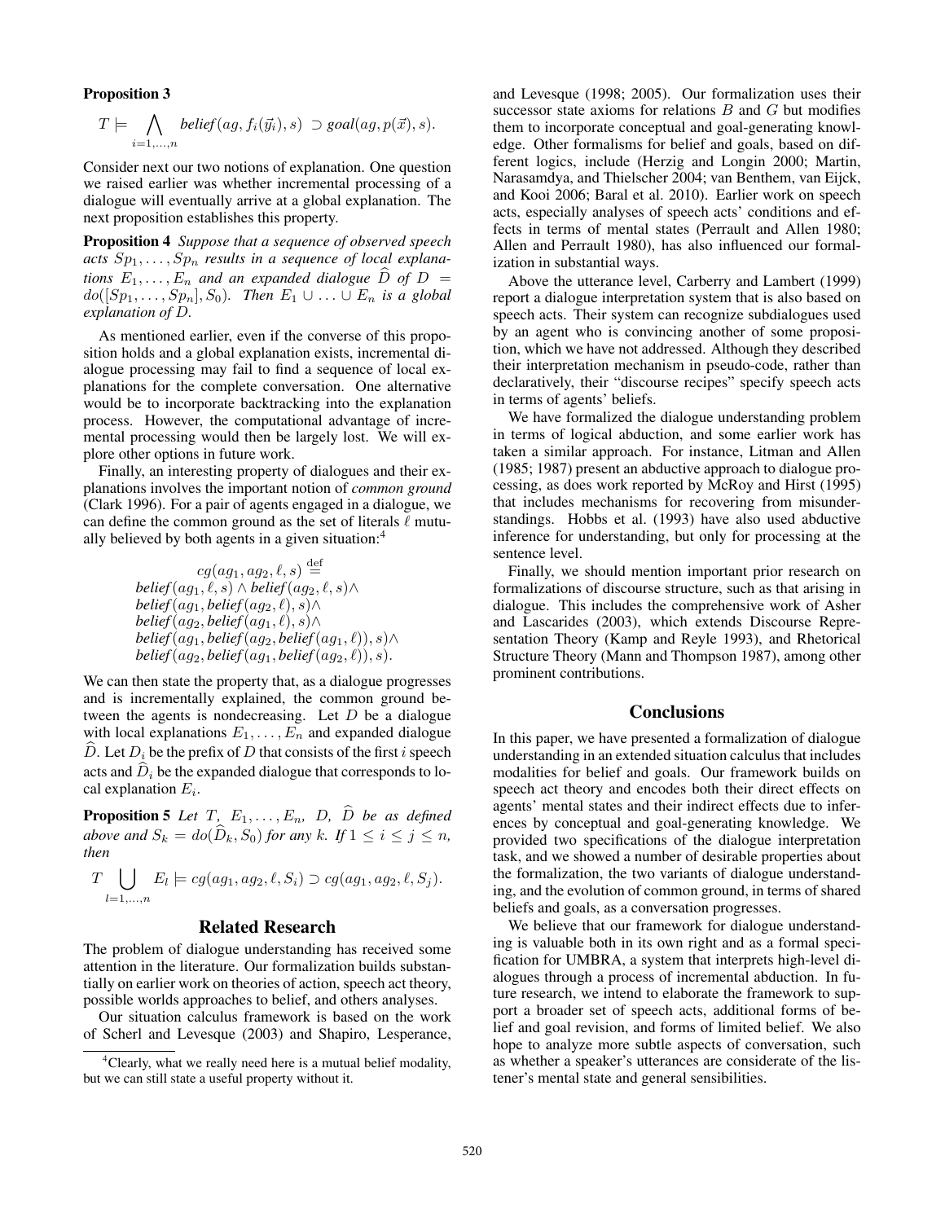**Proposition 3**

$$T \models \bigwedge_{i=1,\dots,n} \textit{belief}(ag, f_i(\vec{y_i}), s) \supset \textit{goal}(ag, p(\vec{x}), s).$$

Consider next our two notions of explanation. One question we raised earlier was whether incremental processing of a dialogue will eventually arrive at a global explanation. The next proposition establishes this property.

**Proposition 4** *Suppose that a sequence of observed speech acts $Sp_1, \dots, Sp_n$ results in a sequence of local explanations $E_1, \dots, E_n$ and an expanded dialogue $\widehat{D}$ of $D = do([Sp_1, \dots, Sp_n], S_0)$. Then $E_1 \cup \dots \cup E_n$ is a global explanation of $D$.*

As mentioned earlier, even if the converse of this proposition holds and a global explanation exists, incremental dialogue processing may fail to find a sequence of local explanations for the complete conversation. One alternative would be to incorporate backtracking into the explanation process. However, the computational advantage of incremental processing would then be largely lost. We will explore other options in future work.

Finally, an interesting property of dialogues and their explanations involves the important notion of *common ground* (Clark 1996). For a pair of agents engaged in a dialogue, we can define the common ground as the set of literals $\ell$ mutually believed by both agents in a given situation:[4]

$$\begin{aligned}
&cg(ag_1, ag_2, \ell, s) \stackrel{\text{def}}{=} \\
&\textit{belief}(ag_1, \ell, s) \wedge \textit{belief}(ag_2, \ell, s) \wedge \\
&\textit{belief}(ag_1, \textit{belief}(ag_2, \ell), s) \wedge \\
&\textit{belief}(ag_2, \textit{belief}(ag_1, \ell), s) \wedge \\
&\textit{belief}(ag_1, \textit{belief}(ag_2, \textit{belief}(ag_1, \ell)), s) \wedge \\
&\textit{belief}(ag_2, \textit{belief}(ag_1, \textit{belief}(ag_2, \ell)), s).
\end{aligned}$$

We can then state the property that, as a dialogue progresses and is incrementally explained, the common ground between the agents is nondecreasing. Let $D$ be a dialogue with local explanations $E_1, \dots, E_n$ and expanded dialogue $\widehat{D}$. Let $D_i$ be the prefix of $D$ that consists of the first $i$ speech acts and $\widehat{D}_i$ be the expanded dialogue that corresponds to local explanation $E_i$.

**Proposition 5** *Let $T$, $E_1, \dots, E_n$, $D$, $\widehat{D}$ be as defined above and $S_k = do(\widehat{D}_k, S_0)$ for any $k$. If $1 \leq i \leq j \leq n$, then*

$$T \bigcup_{l=1,\dots,n} E_l \models cg(ag_1, ag_2, \ell, S_i) \supset cg(ag_1, ag_2, \ell, S_j).$$

## Related Research

The problem of dialogue understanding has received some attention in the literature. Our formalization builds substantially on earlier work on theories of action, speech act theory, possible worlds approaches to belief, and others analyses.

Our situation calculus framework is based on the work of Scherl and Levesque (2003) and Shapiro, Lesperance, and Levesque (1998; 2005). Our formalization uses their successor state axioms for relations $B$ and $G$ but modifies them to incorporate conceptual and goal-generating knowledge. Other formalisms for belief and goals, based on different logics, include (Herzig and Longin 2000; Martin, Narasamdya, and Thielscher 2004; van Benthem, van Eijck, and Kooi 2006; Baral et al. 2010). Earlier work on speech acts, especially analyses of speech acts' conditions and effects in terms of mental states (Perrault and Allen 1980; Allen and Perrault 1980), has also influenced our formalization in substantial ways.

Above the utterance level, Carberry and Lambert (1999) report a dialogue interpretation system that is also based on speech acts. Their system can recognize subdialogues used by an agent who is convincing another of some proposition, which we have not addressed. Although they described their interpretation mechanism in pseudo-code, rather than declaratively, their "discourse recipes" specify speech acts in terms of agents' beliefs.

We have formalized the dialogue understanding problem in terms of logical abduction, and some earlier work has taken a similar approach. For instance, Litman and Allen (1985; 1987) present an abductive approach to dialogue processing, as does work reported by McRoy and Hirst (1995) that includes mechanisms for recovering from misunderstandings. Hobbs et al. (1993) have also used abductive inference for understanding, but only for processing at the sentence level.

Finally, we should mention important prior research on formalizations of discourse structure, such as that arising in dialogue. This includes the comprehensive work of Asher and Lascarides (2003), which extends Discourse Representation Theory (Kamp and Reyle 1993), and Rhetorical Structure Theory (Mann and Thompson 1987), among other prominent contributions.

## Conclusions

In this paper, we have presented a formalization of dialogue understanding in an extended situation calculus that includes modalities for belief and goals. Our framework builds on speech act theory and encodes both their direct effects on agents' mental states and their indirect effects due to inferences by conceptual and goal-generating knowledge. We provided two specifications of the dialogue interpretation task, and we showed a number of desirable properties about the formalization, the two variants of dialogue understanding, and the evolution of common ground, in terms of shared beliefs and goals, as a conversation progresses.

We believe that our framework for dialogue understanding is valuable both in its own right and as a formal specification for UMBRA, a system that interprets high-level dialogues through a process of incremental abduction. In future research, we intend to elaborate the framework to support a broader set of speech acts, additional forms of belief and goal revision, and forms of limited belief. We also hope to analyze more subtle aspects of conversation, such as whether a speaker's utterances are considerate of the listener's mental state and general sensibilities.

[4] Clearly, what we really need here is a mutual belief modality, but we can still state a useful property without it.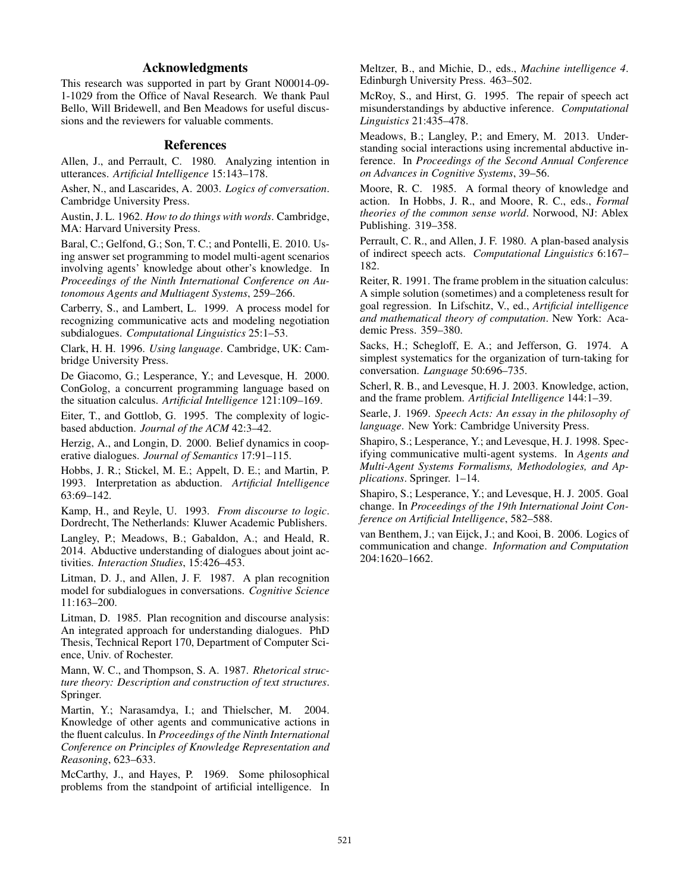## Acknowledgments

This research was supported in part by Grant N00014-09-1-1029 from the Office of Naval Research. We thank Paul Bello, Will Bridewell, and Ben Meadows for useful discussions and the reviewers for valuable comments.

## References

Allen, J., and Perrault, C. 1980. Analyzing intention in utterances. *Artificial Intelligence* 15:143–178.

Asher, N., and Lascarides, A. 2003. *Logics of conversation*. Cambridge University Press.

Austin, J. L. 1962. *How to do things with words*. Cambridge, MA: Harvard University Press.

Baral, C.; Gelfond, G.; Son, T. C.; and Pontelli, E. 2010. Using answer set programming to model multi-agent scenarios involving agents' knowledge about other's knowledge. In *Proceedings of the Ninth International Conference on Autonomous Agents and Multiagent Systems*, 259–266.

Carberry, S., and Lambert, L. 1999. A process model for recognizing communicative acts and modeling negotiation subdialogues. *Computational Linguistics* 25:1–53.

Clark, H. H. 1996. *Using language*. Cambridge, UK: Cambridge University Press.

De Giacomo, G.; Lesperance, Y.; and Levesque, H. 2000. ConGolog, a concurrent programming language based on the situation calculus. *Artificial Intelligence* 121:109–169.

Eiter, T., and Gottlob, G. 1995. The complexity of logic-based abduction. *Journal of the ACM* 42:3–42.

Herzig, A., and Longin, D. 2000. Belief dynamics in cooperative dialogues. *Journal of Semantics* 17:91–115.

Hobbs, J. R.; Stickel, M. E.; Appelt, D. E.; and Martin, P. 1993. Interpretation as abduction. *Artificial Intelligence* 63:69–142.

Kamp, H., and Reyle, U. 1993. *From discourse to logic*. Dordrecht, The Netherlands: Kluwer Academic Publishers.

Langley, P.; Meadows, B.; Gabaldon, A.; and Heald, R. 2014. Abductive understanding of dialogues about joint activities. *Interaction Studies*, 15:426–453.

Litman, D. J., and Allen, J. F. 1987. A plan recognition model for subdialogues in conversations. *Cognitive Science* 11:163–200.

Litman, D. 1985. Plan recognition and discourse analysis: An integrated approach for understanding dialogues. PhD Thesis, Technical Report 170, Department of Computer Science, Univ. of Rochester.

Mann, W. C., and Thompson, S. A. 1987. *Rhetorical structure theory: Description and construction of text structures*. Springer.

Martin, Y.; Narasamdya, I.; and Thielscher, M. 2004. Knowledge of other agents and communicative actions in the fluent calculus. In *Proceedings of the Ninth International Conference on Principles of Knowledge Representation and Reasoning*, 623–633.

McCarthy, J., and Hayes, P. 1969. Some philosophical problems from the standpoint of artificial intelligence. In Meltzer, B., and Michie, D., eds., *Machine intelligence 4*. Edinburgh University Press. 463–502.

McRoy, S., and Hirst, G. 1995. The repair of speech act misunderstandings by abductive inference. *Computational Linguistics* 21:435–478.

Meadows, B.; Langley, P.; and Emery, M. 2013. Understanding social interactions using incremental abductive inference. In *Proceedings of the Second Annual Conference on Advances in Cognitive Systems*, 39–56.

Moore, R. C. 1985. A formal theory of knowledge and action. In Hobbs, J. R., and Moore, R. C., eds., *Formal theories of the common sense world*. Norwood, NJ: Ablex Publishing. 319–358.

Perrault, C. R., and Allen, J. F. 1980. A plan-based analysis of indirect speech acts. *Computational Linguistics* 6:167–182.

Reiter, R. 1991. The frame problem in the situation calculus: A simple solution (sometimes) and a completeness result for goal regression. In Lifschitz, V., ed., *Artificial intelligence and mathematical theory of computation*. New York: Academic Press. 359–380.

Sacks, H.; Schegloff, E. A.; and Jefferson, G. 1974. A simplest systematics for the organization of turn-taking for conversation. *Language* 50:696–735.

Scherl, R. B., and Levesque, H. J. 2003. Knowledge, action, and the frame problem. *Artificial Intelligence* 144:1–39.

Searle, J. 1969. *Speech Acts: An essay in the philosophy of language*. New York: Cambridge University Press.

Shapiro, S.; Lesperance, Y.; and Levesque, H. J. 1998. Specifying communicative multi-agent systems. In *Agents and Multi-Agent Systems Formalisms, Methodologies, and Applications*. Springer. 1–14.

Shapiro, S.; Lesperance, Y.; and Levesque, H. J. 2005. Goal change. In *Proceedings of the 19th International Joint Conference on Artificial Intelligence*, 582–588.

van Benthem, J.; van Eijck, J.; and Kooi, B. 2006. Logics of communication and change. *Information and Computation* 204:1620–1662.